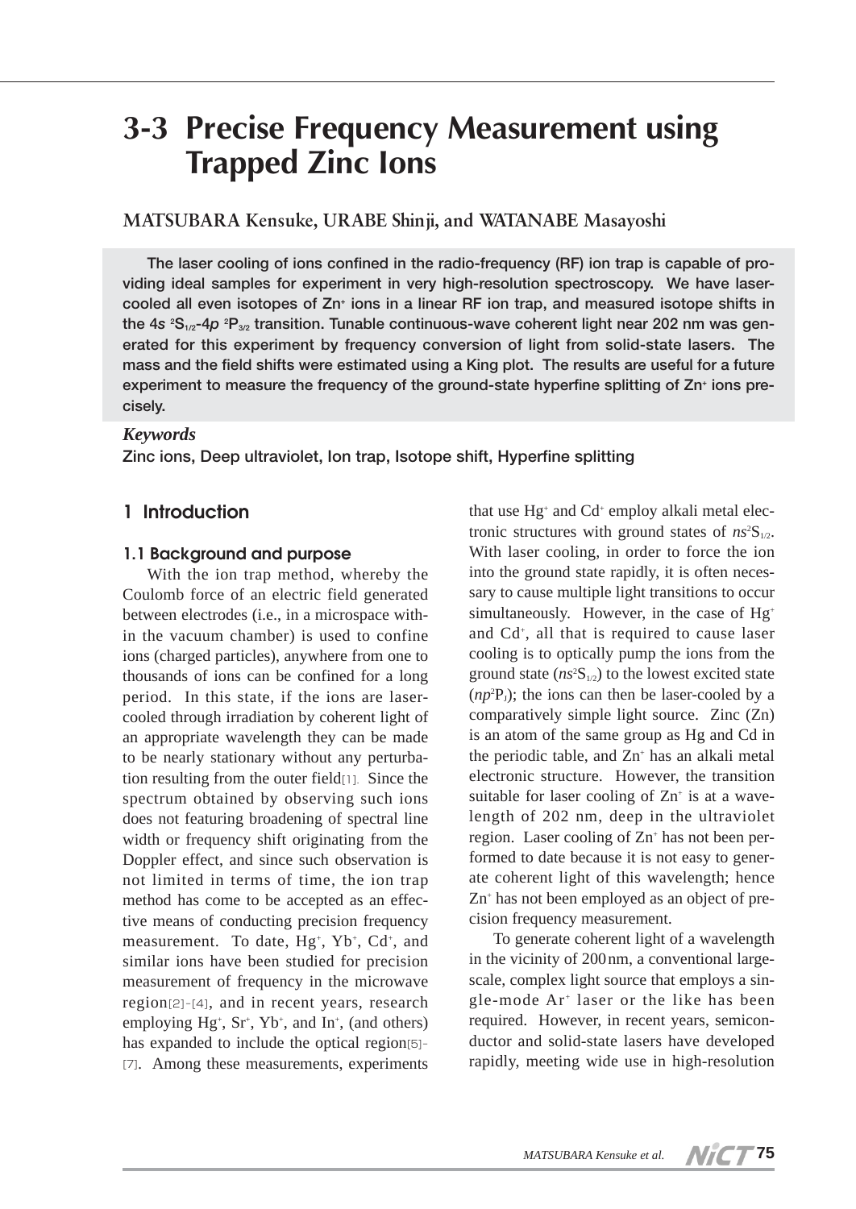# 3-3 Precise Frequency Measurement using Trapped Zinc Ions

**MATSUBARA Kensuke, URABE Shinji, and WATANABE Masayoshi**

**The laser cooling of ions confined in the radio-frequency (RF) ion trap is capable of providing ideal samples for experiment in very high-resolution spectroscopy. We have laser-cooled all even isotopes of $Zn^+$ ions in a linear RF ion trap, and measured isotope shifts in the 4$s$ $^2S_{1/2}$-4$p$ $^2P_{3/2}$ transition. Tunable continuous-wave coherent light near 202 nm was generated for this experiment by frequency conversion of light from solid-state lasers. The mass and the field shifts were estimated using a King plot. The results are useful for a future experiment to measure the frequency of the ground-state hyperfine splitting of $Zn^+$ ions precisely.**

***Keywords***

Zinc ions, Deep ultraviolet, Ion trap, Isotope shift, Hyperfine splitting

## 1 Introduction

### 1.1 Background and purpose

With the ion trap method, whereby the Coulomb force of an electric field generated between electrodes (i.e., in a microspace within the vacuum chamber) is used to confine ions (charged particles), anywhere from one to thousands of ions can be confined for a long period. In this state, if the ions are laser-cooled through irradiation by coherent light of an appropriate wavelength they can be made to be nearly stationary without any perturbation resulting from the outer field[1]. Since the spectrum obtained by observing such ions does not featuring broadening of spectral line width or frequency shift originating from the Doppler effect, and since such observation is not limited in terms of time, the ion trap method has come to be accepted as an effective means of conducting precision frequency measurement. To date, $Hg^+$, $Yb^+$, $Cd^+$, and similar ions have been studied for precision measurement of frequency in the microwave region[2]-[4], and in recent years, research employing $Hg^+$, $Sr^+$, $Yb^+$, and $In^+$, (and others) has expanded to include the optical region[5]-[7]. Among these measurements, experiments that use $Hg^+$ and $Cd^+$ employ alkali metal electronic structures with ground states of $ns^2S_{1/2}$. With laser cooling, in order to force the ion into the ground state rapidly, it is often necessary to cause multiple light transitions to occur simultaneously. However, in the case of $Hg^+$ and $Cd^+$, all that is required to cause laser cooling is to optically pump the ions from the ground state ($ns^2S_{1/2}$) to the lowest excited state ($np^2P_J$); the ions can then be laser-cooled by a comparatively simple light source. Zinc (Zn) is an atom of the same group as Hg and Cd in the periodic table, and $Zn^+$ has an alkali metal electronic structure. However, the transition suitable for laser cooling of $Zn^+$ is at a wavelength of 202 nm, deep in the ultraviolet region. Laser cooling of $Zn^+$ has not been performed to date because it is not easy to generate coherent light of this wavelength; hence $Zn^+$ has not been employed as an object of precision frequency measurement.

To generate coherent light of a wavelength in the vicinity of 200 nm, a conventional large-scale, complex light source that employs a single-mode $Ar^+$ laser or the like has been required. However, in recent years, semiconductor and solid-state lasers have developed rapidly, meeting wide use in high-resolution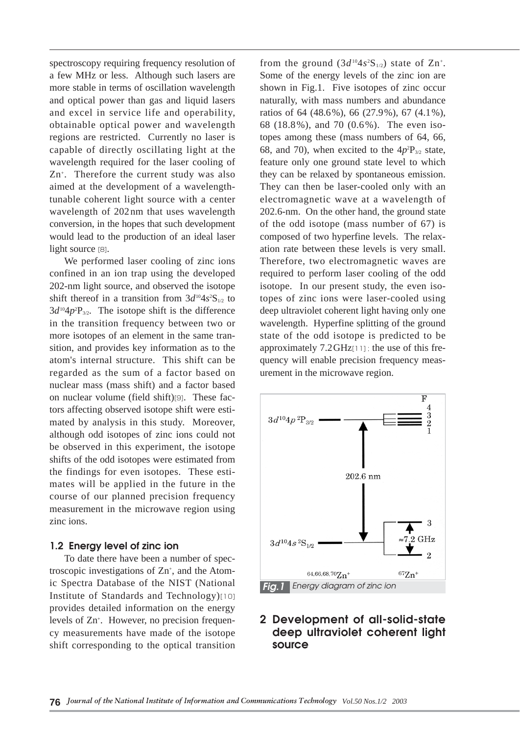spectroscopy requiring frequency resolution of a few MHz or less. Although such lasers are more stable in terms of oscillation wavelength and optical power than gas and liquid lasers and excel in service life and operability, obtainable optical power and wavelength regions are restricted. Currently no laser is capable of directly oscillating light at the wavelength required for the laser cooling of $Zn^+$. Therefore the current study was also aimed at the development of a wavelength-tunable coherent light source with a center wavelength of 202 nm that uses wavelength conversion, in the hopes that such development would lead to the production of an ideal laser light source [8].

We performed laser cooling of zinc ions confined in an ion trap using the developed 202-nm light source, and observed the isotope shift thereof in a transition from $3d^{10}4s^2S_{1/2}$ to $3d^{10}4p^2P_{3/2}$. The isotope shift is the difference in the transition frequency between two or more isotopes of an element in the same transition, and provides key information as to the atom's internal structure. This shift can be regarded as the sum of a factor based on nuclear mass (mass shift) and a factor based on nuclear volume (field shift)[9]. These factors affecting observed isotope shift were estimated by analysis in this study. Moreover, although odd isotopes of zinc ions could not be observed in this experiment, the isotope shifts of the odd isotopes were estimated from the findings for even isotopes. These estimates will be applied in the future in the course of our planned precision frequency measurement in the microwave region using zinc ions.

### 1.2 Energy level of zinc ion

To date there have been a number of spectroscopic investigations of $Zn^+$, and the Atomic Spectra Database of the NIST (National Institute of Standards and Technology)[10] provides detailed information on the energy levels of $Zn^+$. However, no precision frequency measurements have made of the isotope shift corresponding to the optical transition from the ground ($3d^{10}4s^2S_{1/2}$) state of $Zn^+$. Some of the energy levels of the zinc ion are shown in Fig.1. Five isotopes of zinc occur naturally, with mass numbers and abundance ratios of 64 (48.6%), 66 (27.9%), 67 (4.1%), 68 (18.8%), and 70 (0.6%). The even isotopes among these (mass numbers of 64, 66, 68, and 70), when excited to the $4p^2P_{3/2}$ state, feature only one ground state level to which they can be relaxed by spontaneous emission. They can then be laser-cooled only with an electromagnetic wave at a wavelength of 202.6-nm. On the other hand, the ground state of the odd isotope (mass number of 67) is composed of two hyperfine levels. The relaxation rate between these levels is very small. Therefore, two electromagnetic waves are required to perform laser cooling of the odd isotope. In our present study, the even isotopes of zinc ions were laser-cooled using deep ultraviolet coherent light having only one wavelength. Hyperfine splitting of the ground state of the odd isotope is predicted to be approximately 7.2 GHz[11]; the use of this frequency will enable precision frequency measurement in the microwave region.

**Fig.1** Energy diagram of zinc ion

## 2 Development of all-solid-state deep ultraviolet coherent light source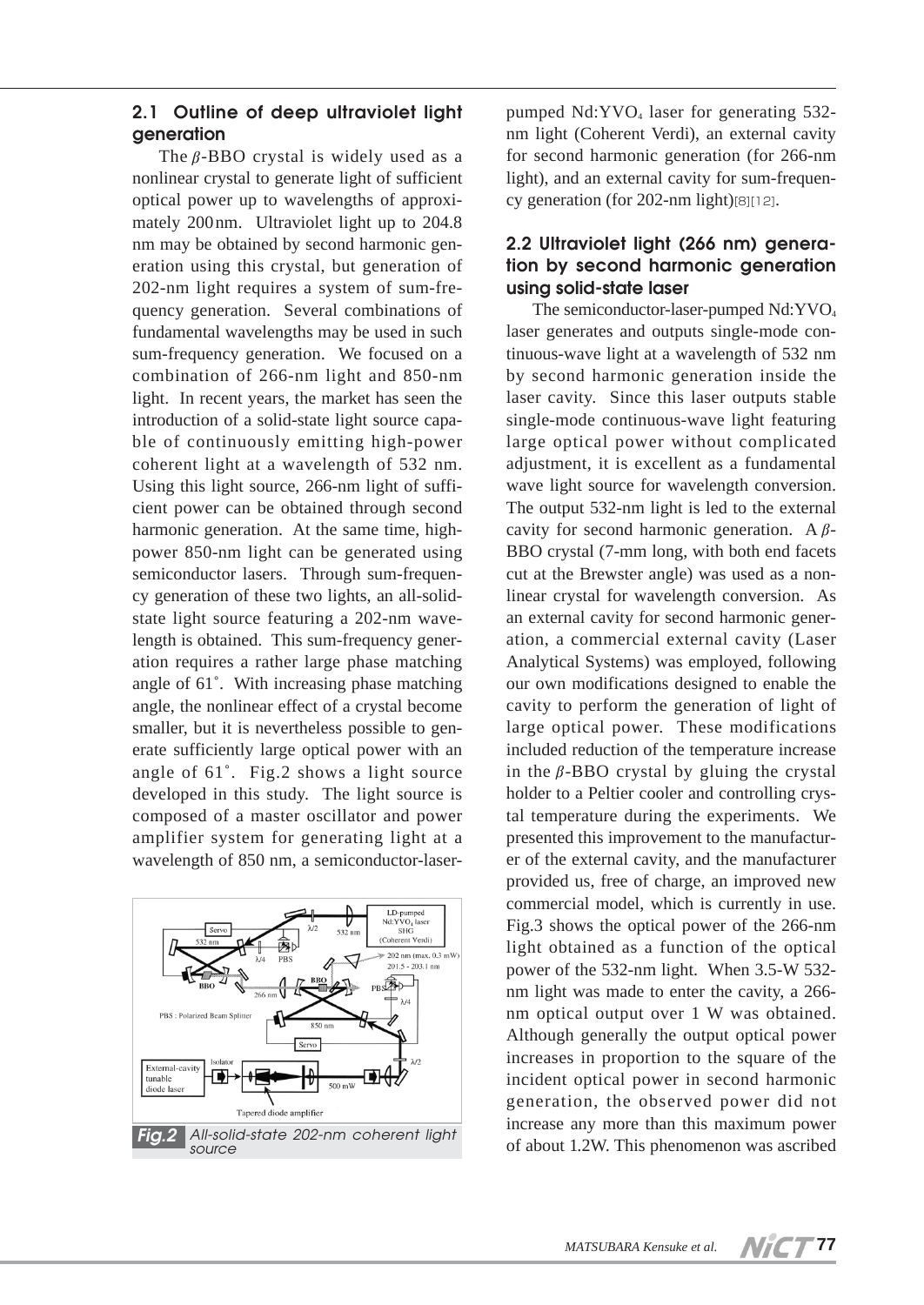### 2.1 Outline of deep ultraviolet light generation

The β-BBO crystal is widely used as a nonlinear crystal to generate light of sufficient optical power up to wavelengths of approximately 200 nm. Ultraviolet light up to 204.8 nm may be obtained by second harmonic generation using this crystal, but generation of 202-nm light requires a system of sum-frequency generation. Several combinations of fundamental wavelengths may be used in such sum-frequency generation. We focused on a combination of 266-nm light and 850-nm light. In recent years, the market has seen the introduction of a solid-state light source capable of continuously emitting high-power coherent light at a wavelength of 532 nm. Using this light source, 266-nm light of sufficient power can be obtained through second harmonic generation. At the same time, high-power 850-nm light can be generated using semiconductor lasers. Through sum-frequency generation of these two lights, an all-solid-state light source featuring a 202-nm wavelength is obtained. This sum-frequency generation requires a rather large phase matching angle of 61˚. With increasing phase matching angle, the nonlinear effect of a crystal become smaller, but it is nevertheless possible to generate sufficiently large optical power with an angle of 61˚. Fig.2 shows a light source developed in this study. The light source is composed of a master oscillator and power amplifier system for generating light at a wavelength of 850 nm, a semiconductor-laser-pumped $Nd:YVO_4$ laser for generating 532-nm light (Coherent Verdi), an external cavity for second harmonic generation (for 266-nm light), and an external cavity for sum-frequency generation (for 202-nm light)[8][12].

**Fig.2** All-solid-state 202-nm coherent light source

### 2.2 Ultraviolet light (266 nm) generation by second harmonic generation using solid-state laser

The semiconductor-laser-pumped $Nd:YVO_4$ laser generates and outputs single-mode continuous-wave light at a wavelength of 532 nm by second harmonic generation inside the laser cavity. Since this laser outputs stable single-mode continuous-wave light featuring large optical power without complicated adjustment, it is excellent as a fundamental wave light source for wavelength conversion. The output 532-nm light is led to the external cavity for second harmonic generation. A β-BBO crystal (7-mm long, with both end facets cut at the Brewster angle) was used as a nonlinear crystal for wavelength conversion. As an external cavity for second harmonic generation, a commercial external cavity (Laser Analytical Systems) was employed, following our own modifications designed to enable the cavity to perform the generation of light of large optical power. These modifications included reduction of the temperature increase in the β-BBO crystal by gluing the crystal holder to a Peltier cooler and controlling crystal temperature during the experiments. We presented this improvement to the manufacturer of the external cavity, and the manufacturer provided us, free of charge, an improved new commercial model, which is currently in use. Fig.3 shows the optical power of the 266-nm light obtained as a function of the optical power of the 532-nm light. When 3.5-W 532-nm light was made to enter the cavity, a 266-nm optical output over 1 W was obtained. Although generally the output optical power increases in proportion to the square of the incident optical power in second harmonic generation, the observed power did not increase any more than this maximum power of about 1.2W. This phenomenon was ascribed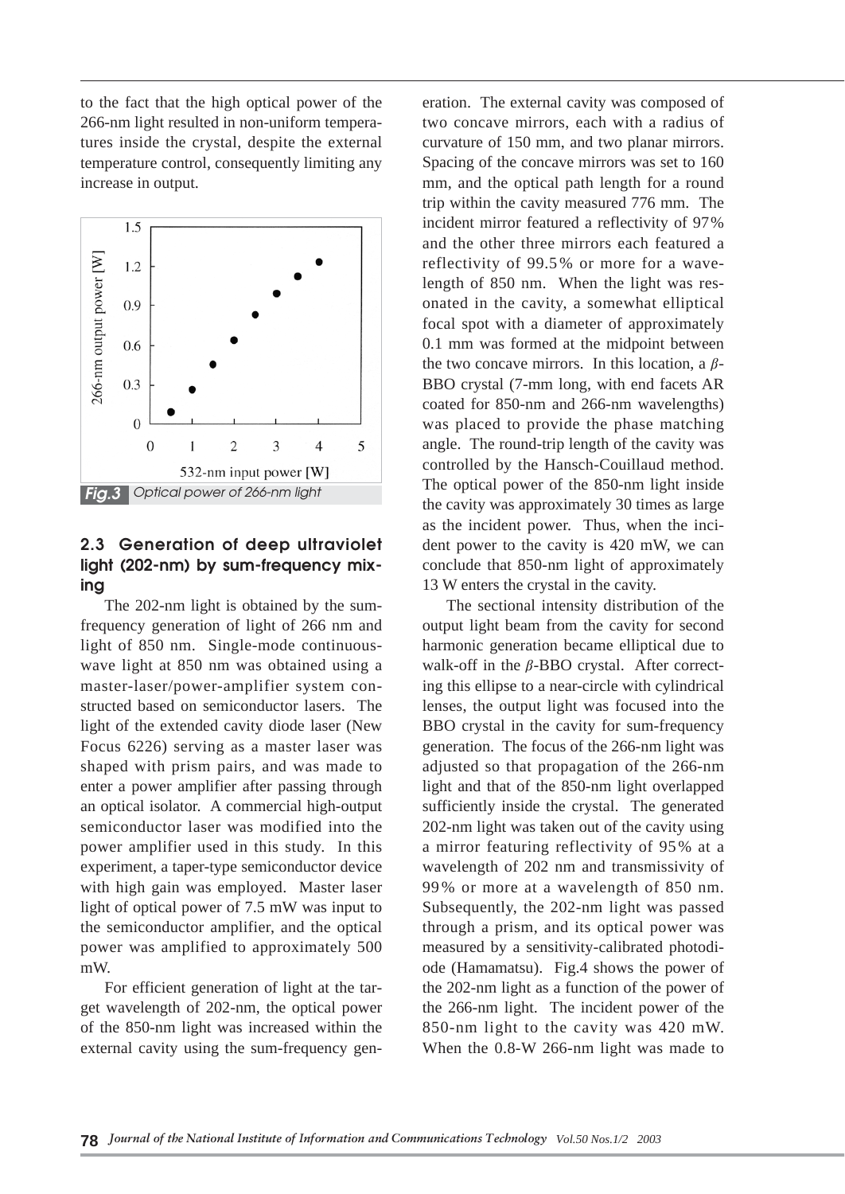to the fact that the high optical power of the 266-nm light resulted in non-uniform temperatures inside the crystal, despite the external temperature control, consequently limiting any increase in output.

**Fig.3** Optical power of 266-nm light

### 2.3 Generation of deep ultraviolet light (202-nm) by sum-frequency mixing

The 202-nm light is obtained by the sum-frequency generation of light of 266 nm and light of 850 nm. Single-mode continuous-wave light at 850 nm was obtained using a master-laser/power-amplifier system constructed based on semiconductor lasers. The light of the extended cavity diode laser (New Focus 6226) serving as a master laser was shaped with prism pairs, and was made to enter a power amplifier after passing through an optical isolator. A commercial high-output semiconductor laser was modified into the power amplifier used in this study. In this experiment, a taper-type semiconductor device with high gain was employed. Master laser light of optical power of 7.5 mW was input to the semiconductor amplifier, and the optical power was amplified to approximately 500 mW.

For efficient generation of light at the target wavelength of 202-nm, the optical power of the 850-nm light was increased within the external cavity using the sum-frequency generation. The external cavity was composed of two concave mirrors, each with a radius of curvature of 150 mm, and two planar mirrors. Spacing of the concave mirrors was set to 160 mm, and the optical path length for a round trip within the cavity measured 776 mm. The incident mirror featured a reflectivity of 97% and the other three mirrors each featured a reflectivity of 99.5% or more for a wavelength of 850 nm. When the light was resonated in the cavity, a somewhat elliptical focal spot with a diameter of approximately 0.1 mm was formed at the midpoint between the two concave mirrors. In this location, a $\beta$-BBO crystal (7-mm long, with end facets AR coated for 850-nm and 266-nm wavelengths) was placed to provide the phase matching angle. The round-trip length of the cavity was controlled by the Hansch-Couillaud method. The optical power of the 850-nm light inside the cavity was approximately 30 times as large as the incident power. Thus, when the incident power to the cavity is 420 mW, we can conclude that 850-nm light of approximately 13 W enters the crystal in the cavity.

The sectional intensity distribution of the output light beam from the cavity for second harmonic generation became elliptical due to walk-off in the $\beta$-BBO crystal. After correcting this ellipse to a near-circle with cylindrical lenses, the output light was focused into the BBO crystal in the cavity for sum-frequency generation. The focus of the 266-nm light was adjusted so that propagation of the 266-nm light and that of the 850-nm light overlapped sufficiently inside the crystal. The generated 202-nm light was taken out of the cavity using a mirror featuring reflectivity of 95% at a wavelength of 202 nm and transmissivity of 99% or more at a wavelength of 850 nm. Subsequently, the 202-nm light was passed through a prism, and its optical power was measured by a sensitivity-calibrated photodiode (Hamamatsu). Fig.4 shows the power of the 202-nm light as a function of the power of the 266-nm light. The incident power of the 850-nm light to the cavity was 420 mW. When the 0.8-W 266-nm light was made to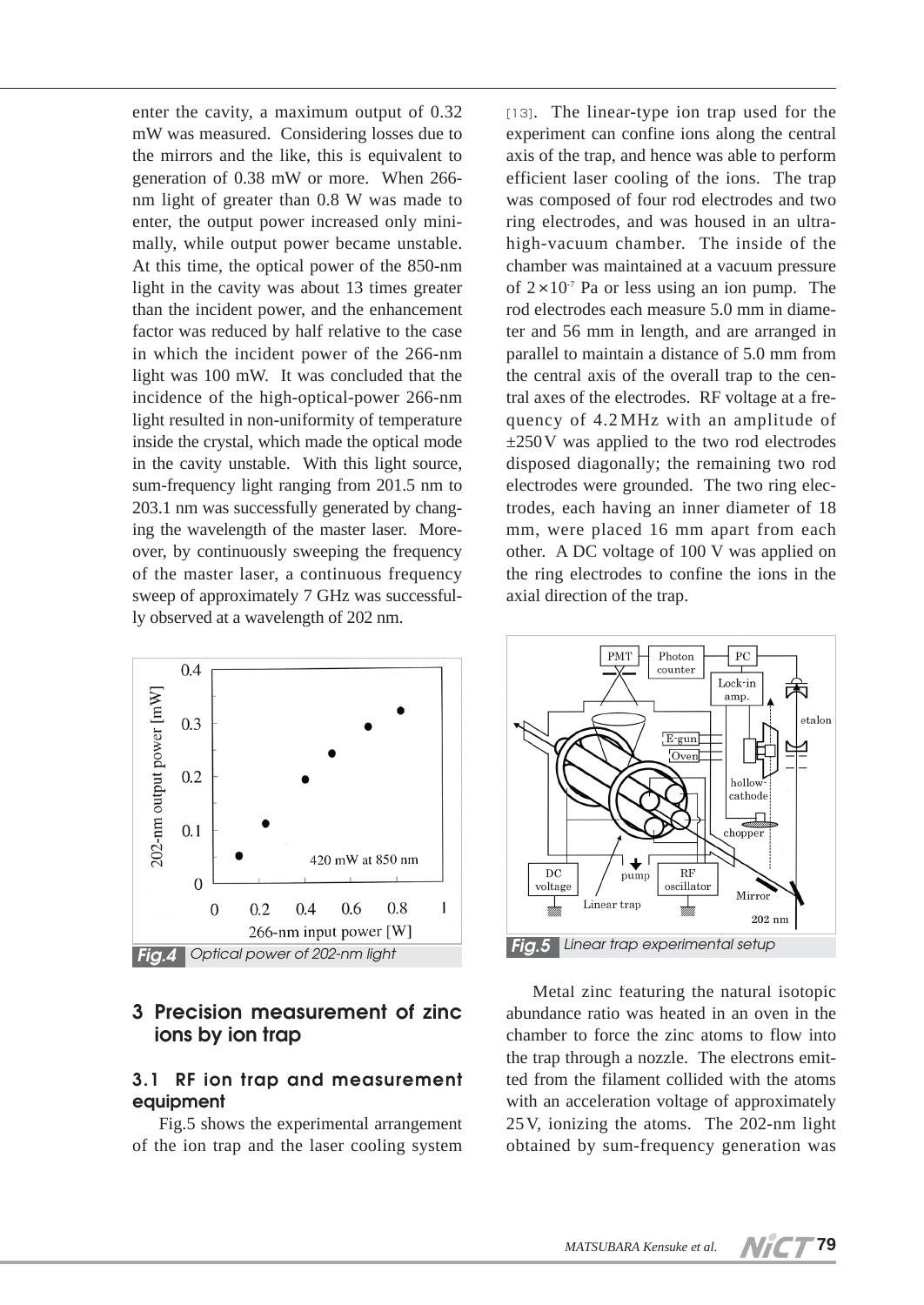enter the cavity, a maximum output of 0.32 mW was measured. Considering losses due to the mirrors and the like, this is equivalent to generation of 0.38 mW or more. When 266-nm light of greater than 0.8 W was made to enter, the output power increased only minimally, while output power became unstable. At this time, the optical power of the 850-nm light in the cavity was about 13 times greater than the incident power, and the enhancement factor was reduced by half relative to the case in which the incident power of the 266-nm light was 100 mW. It was concluded that the incidence of the high-optical-power 266-nm light resulted in non-uniformity of temperature inside the crystal, which made the optical mode in the cavity unstable. With this light source, sum-frequency light ranging from 201.5 nm to 203.1 nm was successfully generated by changing the wavelength of the master laser. Moreover, by continuously sweeping the frequency of the master laser, a continuous frequency sweep of approximately 7 GHz was successfully observed at a wavelength of 202 nm.

Fig.4 Optical power of 202-nm light

## 3 Precision measurement of zinc ions by ion trap

### 3.1 RF ion trap and measurement equipment

Fig.5 shows the experimental arrangement of the ion trap and the laser cooling system [13]. The linear-type ion trap used for the experiment can confine ions along the central axis of the trap, and hence was able to perform efficient laser cooling of the ions. The trap was composed of four rod electrodes and two ring electrodes, and was housed in an ultra-high-vacuum chamber. The inside of the chamber was maintained at a vacuum pressure of $2\times10^{-7}$ Pa or less using an ion pump. The rod electrodes each measure 5.0 mm in diameter and 56 mm in length, and are arranged in parallel to maintain a distance of 5.0 mm from the central axis of the overall trap to the central axes of the electrodes. RF voltage at a frequency of 4.2 MHz with an amplitude of ±250 V was applied to the two rod electrodes disposed diagonally; the remaining two rod electrodes were grounded. The two ring electrodes, each having an inner diameter of 18 mm, were placed 16 mm apart from each other. A DC voltage of 100 V was applied on the ring electrodes to confine the ions in the axial direction of the trap.

Fig.5 Linear trap experimental setup

Metal zinc featuring the natural isotopic abundance ratio was heated in an oven in the chamber to force the zinc atoms to flow into the trap through a nozzle. The electrons emitted from the filament collided with the atoms with an acceleration voltage of approximately 25 V, ionizing the atoms. The 202-nm light obtained by sum-frequency generation was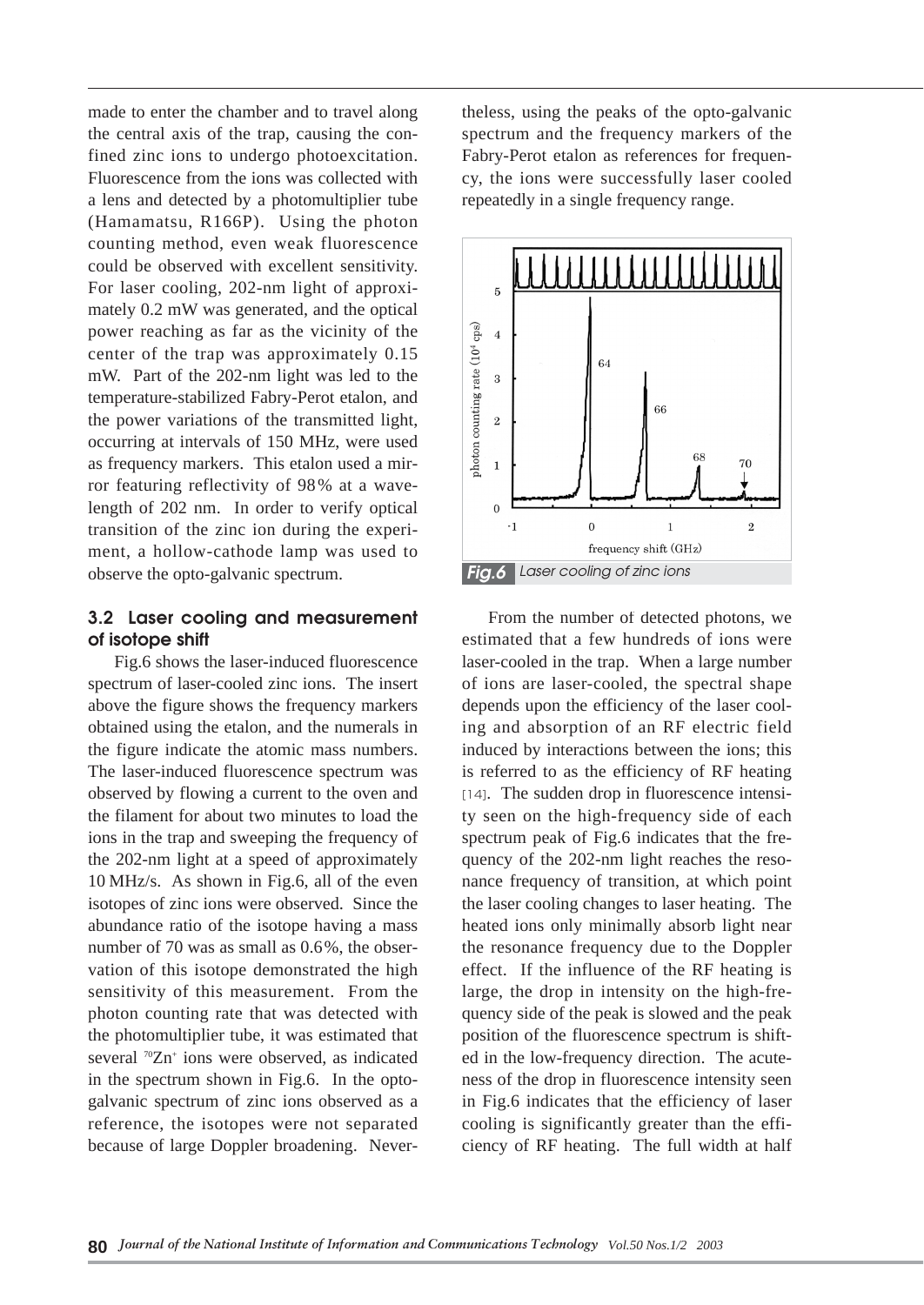made to enter the chamber and to travel along the central axis of the trap, causing the confined zinc ions to undergo photoexcitation. Fluorescence from the ions was collected with a lens and detected by a photomultiplier tube (Hamamatsu, R166P). Using the photon counting method, even weak fluorescence could be observed with excellent sensitivity. For laser cooling, 202-nm light of approximately 0.2 mW was generated, and the optical power reaching as far as the vicinity of the center of the trap was approximately 0.15 mW. Part of the 202-nm light was led to the temperature-stabilized Fabry-Perot etalon, and the power variations of the transmitted light, occurring at intervals of 150 MHz, were used as frequency markers. This etalon used a mirror featuring reflectivity of 98% at a wavelength of 202 nm. In order to verify optical transition of the zinc ion during the experiment, a hollow-cathode lamp was used to observe the opto-galvanic spectrum.

### 3.2 Laser cooling and measurement of isotope shift

Fig.6 shows the laser-induced fluorescence spectrum of laser-cooled zinc ions. The insert above the figure shows the frequency markers obtained using the etalon, and the numerals in the figure indicate the atomic mass numbers. The laser-induced fluorescence spectrum was observed by flowing a current to the oven and the filament for about two minutes to load the ions in the trap and sweeping the frequency of the 202-nm light at a speed of approximately 10 MHz/s. As shown in Fig.6, all of the even isotopes of zinc ions were observed. Since the abundance ratio of the isotope having a mass number of 70 was as small as 0.6%, the observation of this isotope demonstrated the high sensitivity of this measurement. From the photon counting rate that was detected with the photomultiplier tube, it was estimated that several $^{70}Zn^{+}$ ions were observed, as indicated in the spectrum shown in Fig.6. In the opto-galvanic spectrum of zinc ions observed as a reference, the isotopes were not separated because of large Doppler broadening. Nevertheless, using the peaks of the opto-galvanic spectrum and the frequency markers of the Fabry-Perot etalon as references for frequency, the ions were successfully laser cooled repeatedly in a single frequency range.

**Fig.6** Laser cooling of zinc ions

From the number of detected photons, we estimated that a few hundreds of ions were laser-cooled in the trap. When a large number of ions are laser-cooled, the spectral shape depends upon the efficiency of the laser cooling and absorption of an RF electric field induced by interactions between the ions; this is referred to as the efficiency of RF heating [14]. The sudden drop in fluorescence intensity seen on the high-frequency side of each spectrum peak of Fig.6 indicates that the frequency of the 202-nm light reaches the resonance frequency of transition, at which point the laser cooling changes to laser heating. The heated ions only minimally absorb light near the resonance frequency due to the Doppler effect. If the influence of the RF heating is large, the drop in intensity on the high-frequency side of the peak is slowed and the peak position of the fluorescence spectrum is shifted in the low-frequency direction. The acuteness of the drop in fluorescence intensity seen in Fig.6 indicates that the efficiency of laser cooling is significantly greater than the efficiency of RF heating. The full width at half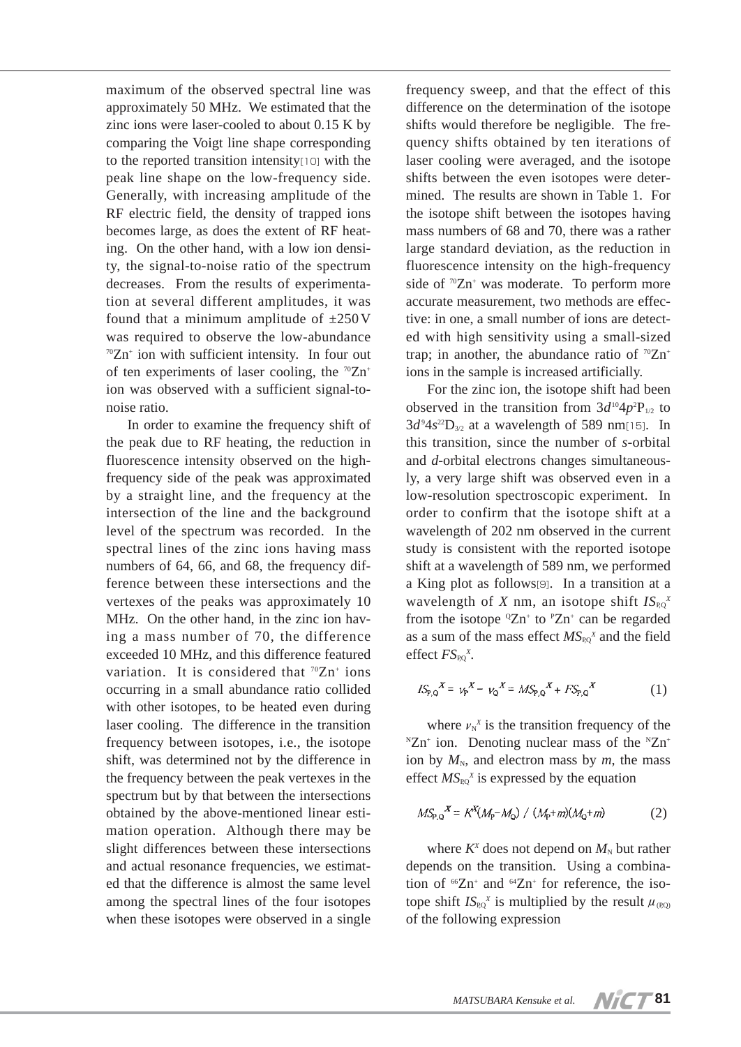maximum of the observed spectral line was approximately 50 MHz. We estimated that the zinc ions were laser-cooled to about 0.15 K by comparing the Voigt line shape corresponding to the reported transition intensity[10] with the peak line shape on the low-frequency side. Generally, with increasing amplitude of the RF electric field, the density of trapped ions becomes large, as does the extent of RF heating. On the other hand, with a low ion density, the signal-to-noise ratio of the spectrum decreases. From the results of experimentation at several different amplitudes, it was found that a minimum amplitude of ±250 V was required to observe the low-abundance $^{70}Zn^{+}$ ion with sufficient intensity. In four out of ten experiments of laser cooling, the $^{70}Zn^{+}$ ion was observed with a sufficient signal-to-noise ratio.

In order to examine the frequency shift of the peak due to RF heating, the reduction in fluorescence intensity observed on the high-frequency side of the peak was approximated by a straight line, and the frequency at the intersection of the line and the background level of the spectrum was recorded. In the spectral lines of the zinc ions having mass numbers of 64, 66, and 68, the frequency difference between these intersections and the vertexes of the peaks was approximately 10 MHz. On the other hand, in the zinc ion having a mass number of 70, the difference exceeded 10 MHz, and this difference featured variation. It is considered that $^{70}Zn^{+}$ ions occurring in a small abundance ratio collided with other isotopes, to be heated even during laser cooling. The difference in the transition frequency between isotopes, i.e., the isotope shift, was determined not by the difference in the frequency between the peak vertexes in the spectrum but by that between the intersections obtained by the above-mentioned linear estimation operation. Although there may be slight differences between these intersections and actual resonance frequencies, we estimated that the difference is almost the same level among the spectral lines of the four isotopes when these isotopes were observed in a single frequency sweep, and that the effect of this difference on the determination of the isotope shifts would therefore be negligible. The frequency shifts obtained by ten iterations of laser cooling were averaged, and the isotope shifts between the even isotopes were determined. The results are shown in Table 1. For the isotope shift between the isotopes having mass numbers of 68 and 70, there was a rather large standard deviation, as the reduction in fluorescence intensity on the high-frequency side of $^{70}Zn^{+}$ was moderate. To perform more accurate measurement, two methods are effective: in one, a small number of ions are detected with high sensitivity using a small-sized trap; in another, the abundance ratio of $^{70}Zn^{+}$ ions in the sample is increased artificially.

For the zinc ion, the isotope shift had been observed in the transition from $3d^{10}4p^{2}P_{1/2}$ to $3d^{9}4s^{22}D_{3/2}$ at a wavelength of 589 nm[15]. In this transition, since the number of *s*-orbital and *d*-orbital electrons changes simultaneously, a very large shift was observed even in a low-resolution spectroscopic experiment. In order to confirm that the isotope shift at a wavelength of 202 nm observed in the current study is consistent with the reported isotope shift at a wavelength of 589 nm, we performed a King plot as follows[9]. In a transition at a wavelength of $X$ nm, an isotope shift $IS_{P,Q}{}^{X}$ from the isotope $^{Q}Zn^{+}$ to $^{P}Zn^{+}$ can be regarded as a sum of the mass effect $MS_{P,Q}{}^{X}$ and the field effect $FS_{P,Q}{}^{X}$.

$$IS_{P,Q}{}^{X} = \nu_{P}{}^{X} - \nu_{Q}{}^{X} = MS_{P,Q}{}^{X} + FS_{P,Q}{}^{X} \tag{1}$$

where $\nu_{N}{}^{X}$ is the transition frequency of the $^{N}Zn^{+}$ ion. Denoting nuclear mass of the $^{N}Zn^{+}$ ion by $M_{N}$, and electron mass by $m$, the mass effect $MS_{P,Q}{}^{X}$ is expressed by the equation

$$MS_{P,Q}{}^{X} = K^{X}(M_{P}-M_{Q}) \;/\; (M_{P}+m)(M_{Q}+m) \tag{2}$$

where $K^{X}$ does not depend on $M_{N}$ but rather depends on the transition. Using a combination of $^{66}Zn^{+}$ and $^{64}Zn^{+}$ for reference, the isotope shift $IS_{P,Q}{}^{X}$ is multiplied by the result $\mu_{(P,Q)}$ of the following expression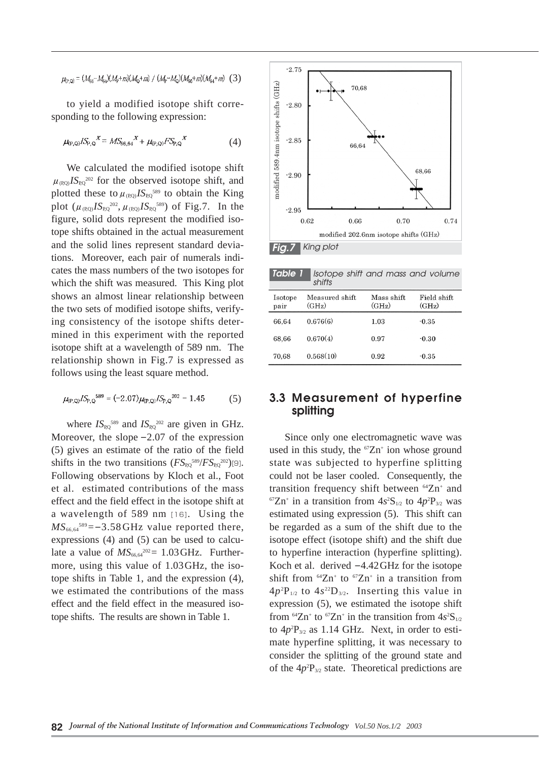$$\mu_{(P,Q)} = (M_{66}-M_{64})(M_P+m)(M_Q+m) \,/\, (M_P-M_Q)(M_{66}+m)(M_{64}+m) \quad (3)$$

to yield a modified isotope shift corresponding to the following expression:

$$\mu_{(P,Q)} IS_{P,Q}{}^{x} = MS_{66,64}{}^{x} + \mu_{(P,Q)} FS_{P,Q}{}^{x} \quad (4)$$

We calculated the modified isotope shift $\mu_{(P,Q)} IS_{P,Q}{}^{202}$ for the observed isotope shift, and plotted these to $\mu_{(P,Q)} IS_{P,Q}{}^{589}$ to obtain the King plot ($\mu_{(P,Q)} IS_{P,Q}{}^{202}$, $\mu_{(P,Q)} IS_{P,Q}{}^{589}$) of Fig.7. In the figure, solid dots represent the modified isotope shifts obtained in the actual measurement and the solid lines represent standard deviations. Moreover, each pair of numerals indicates the mass numbers of the two isotopes for which the shift was measured. This King plot shows an almost linear relationship between the two sets of modified isotope shifts, verifying consistency of the isotope shifts determined in this experiment with the reported isotope shift at a wavelength of 589 nm. The relationship shown in Fig.7 is expressed as follows using the least square method.

$$\mu_{(P,Q)} IS_{P,Q}{}^{589} = (-2.07)\mu_{(P,Q)} IS_{P,Q}{}^{202} - 1.45 \quad (5)$$

where $IS_{P,Q}{}^{589}$ and $IS_{P,Q}{}^{202}$ are given in GHz. Moreover, the slope −2.07 of the expression (5) gives an estimate of the ratio of the field shifts in the two transitions ($FS_{P,Q}{}^{589}/FS_{P,Q}{}^{202}$)[9]. Following observations by Kloch et al., Foot et al. estimated contributions of the mass effect and the field effect in the isotope shift at a wavelength of 589 nm [16]. Using the $MS_{66,64}{}^{589} = -3.58$ GHz value reported there, expressions (4) and (5) can be used to calculate a value of $MS_{66,64}{}^{202} = 1.03$ GHz. Furthermore, using this value of 1.03 GHz, the isotope shifts in Table 1, and the expression (4), we estimated the contributions of the mass effect and the field effect in the measured isotope shifts. The results are shown in Table 1.

**Fig.7** King plot

**Table 1** Isotope shift and mass and volume shifts

| Isotope pair | Measured shift (GHz) | Mass shift (GHz) | Field shift (GHz) |
|---|---|---|---|
| 66,64 | 0.676(6) | 1.03 | -0.35 |
| 68,66 | 0.670(4) | 0.97 | -0.30 |
| 70,68 | 0.568(10) | 0.92 | -0.35 |

### 3.3 Measurement of hyperfine splitting

Since only one electromagnetic wave was used in this study, the $^{67}Zn^{+}$ ion whose ground state was subjected to hyperfine splitting could not be laser cooled. Consequently, the transition frequency shift between $^{64}Zn^{+}$ and $^{67}Zn^{+}$ in a transition from $4s^2S_{1/2}$ to $4p^2P_{3/2}$ was estimated using expression (5). This shift can be regarded as a sum of the shift due to the isotope effect (isotope shift) and the shift due to hyperfine interaction (hyperfine splitting). Koch et al. derived −4.42 GHz for the isotope shift from $^{64}Zn^{+}$ to $^{67}Zn^{+}$ in a transition from $4p^2P_{1/2}$ to $4s^{22}D_{3/2}$. Inserting this value in expression (5), we estimated the isotope shift from $^{64}Zn^{+}$ to $^{67}Zn^{+}$ in the transition from $4s^2S_{1/2}$ to $4p^2P_{3/2}$ as 1.14 GHz. Next, in order to estimate hyperfine splitting, it was necessary to consider the splitting of the ground state and of the $4p^2P_{3/2}$ state. Theoretical predictions are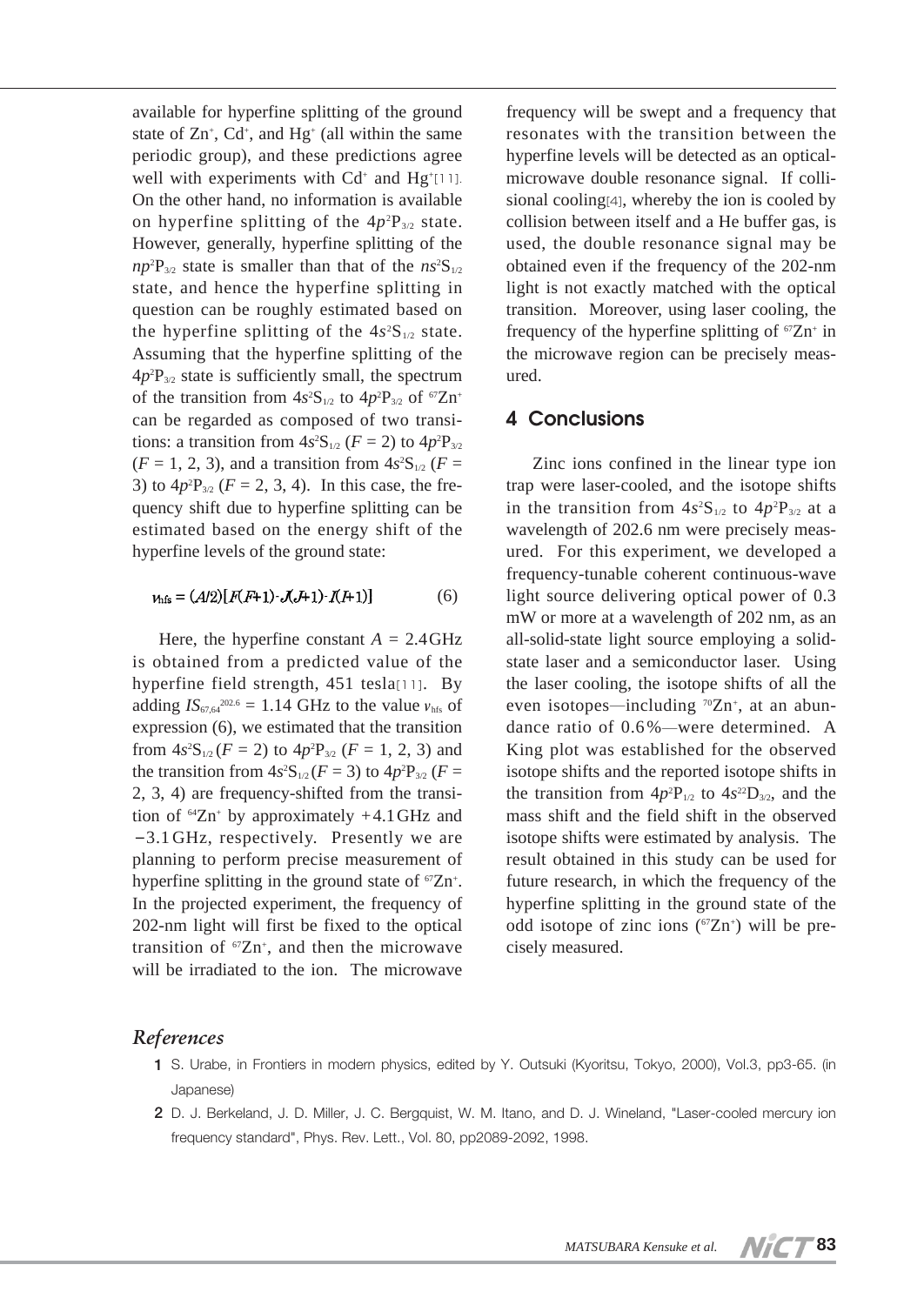available for hyperfine splitting of the ground state of $Zn^+$, $Cd^+$, and $Hg^+$ (all within the same periodic group), and these predictions agree well with experiments with $Cd^+$ and $Hg^+$[11]. On the other hand, no information is available on hyperfine splitting of the $4p^2P_{3/2}$ state. However, generally, hyperfine splitting of the $np^2P_{3/2}$ state is smaller than that of the $ns^2S_{1/2}$ state, and hence the hyperfine splitting in question can be roughly estimated based on the hyperfine splitting of the $4s^2S_{1/2}$ state. Assuming that the hyperfine splitting of the $4p^2P_{3/2}$ state is sufficiently small, the spectrum of the transition from $4s^2S_{1/2}$ to $4p^2P_{3/2}$ of $^{67}Zn^+$ can be regarded as composed of two transitions: a transition from $4s^2S_{1/2}$ ($F = 2$) to $4p^2P_{3/2}$ ($F = 1, 2, 3$), and a transition from $4s^2S_{1/2}$ ($F = 3$) to $4p^2P_{3/2}$ ($F = 2, 3, 4$). In this case, the frequency shift due to hyperfine splitting can be estimated based on the energy shift of the hyperfine levels of the ground state:

$$\nu_{hfs} = (A/2)[F(F+1) - J(J+1) - I(I+1)] \qquad (6)$$

Here, the hyperfine constant $A = 2.4$ GHz is obtained from a predicted value of the hyperfine field strength, 451 tesla[11]. By adding $IS_{67,64}^{202.6} = 1.14$ GHz to the value $\nu_{hfs}$ of expression (6), we estimated that the transition from $4s^2S_{1/2}$ ($F = 2$) to $4p^2P_{3/2}$ ($F = 1, 2, 3$) and the transition from $4s^2S_{1/2}$ ($F = 3$) to $4p^2P_{3/2}$ ($F = 2, 3, 4$) are frequency-shifted from the transition of $^{64}Zn^+$ by approximately $+4.1$ GHz and $-3.1$ GHz, respectively. Presently we are planning to perform precise measurement of hyperfine splitting in the ground state of $^{67}Zn^+$. In the projected experiment, the frequency of 202-nm light will first be fixed to the optical transition of $^{67}Zn^+$, and then the microwave will be irradiated to the ion. The microwave frequency will be swept and a frequency that resonates with the transition between the hyperfine levels will be detected as an optical-microwave double resonance signal. If collisional cooling[4], whereby the ion is cooled by collision between itself and a He buffer gas, is used, the double resonance signal may be obtained even if the frequency of the 202-nm light is not exactly matched with the optical transition. Moreover, using laser cooling, the frequency of the hyperfine splitting of $^{67}Zn^+$ in the microwave region can be precisely measured.

## 4 Conclusions

Zinc ions confined in the linear type ion trap were laser-cooled, and the isotope shifts in the transition from $4s^2S_{1/2}$ to $4p^2P_{3/2}$ at a wavelength of 202.6 nm were precisely measured. For this experiment, we developed a frequency-tunable coherent continuous-wave light source delivering optical power of 0.3 mW or more at a wavelength of 202 nm, as an all-solid-state light source employing a solid-state laser and a semiconductor laser. Using the laser cooling, the isotope shifts of all the even isotopes—including $^{70}Zn^+$, at an abundance ratio of 0.6%—were determined. A King plot was established for the observed isotope shifts and the reported isotope shifts in the transition from $4p^2P_{1/2}$ to $4s^{2\,2}D_{3/2}$, and the mass shift and the field shift in the observed isotope shifts were estimated by analysis. The result obtained in this study can be used for future research, in which the frequency of the hyperfine splitting in the ground state of the odd isotope of zinc ions ($^{67}Zn^+$) will be precisely measured.

## References

1 S. Urabe, in Frontiers in modern physics, edited by Y. Outsuki (Kyoritsu, Tokyo, 2000), Vol.3, pp3-65. (in Japanese)

2 D. J. Berkeland, J. D. Miller, J. C. Bergquist, W. M. Itano, and D. J. Wineland, "Laser-cooled mercury ion frequency standard", Phys. Rev. Lett., Vol. 80, pp2089-2092, 1998.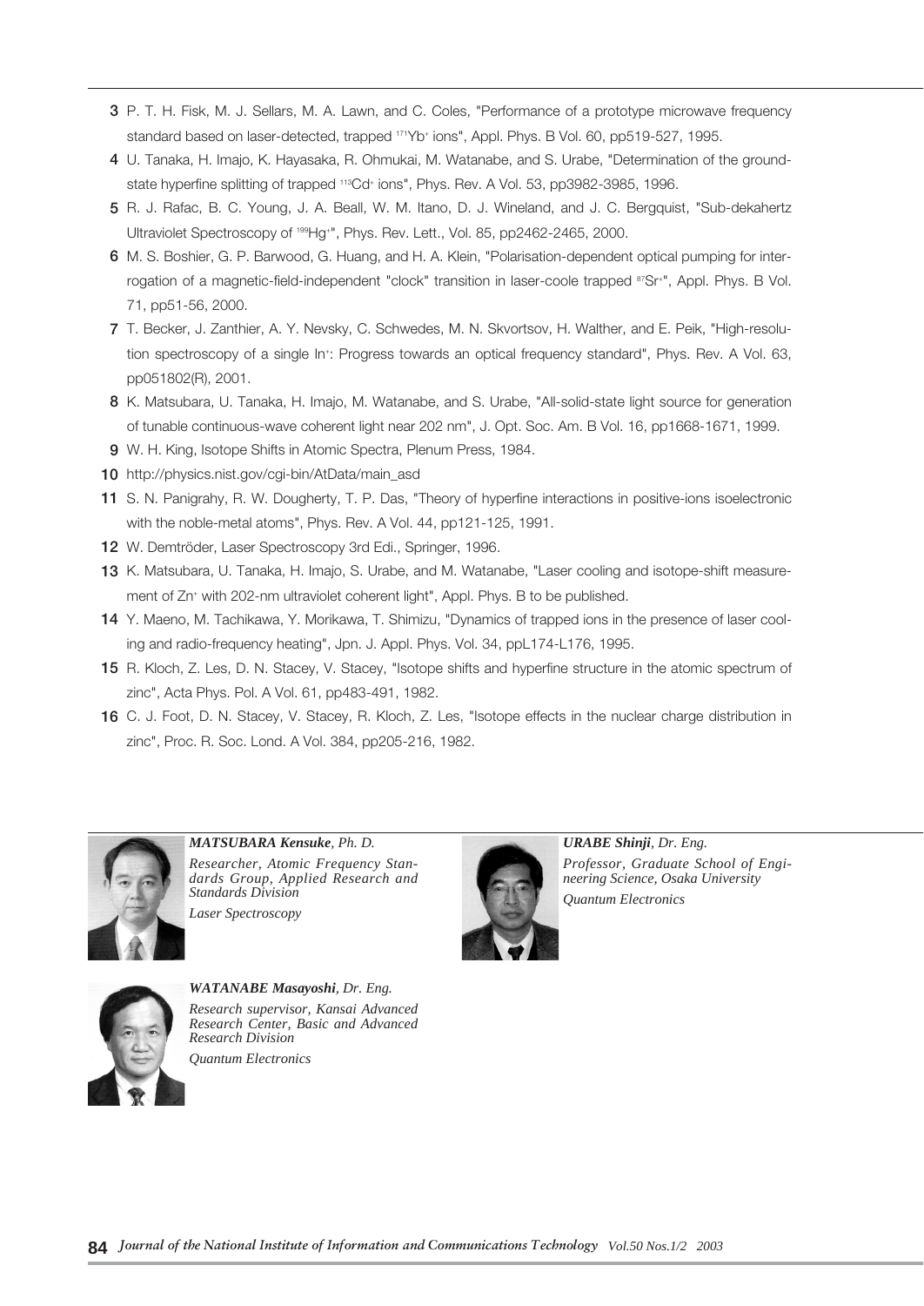3 P. T. H. Fisk, M. J. Sellars, M. A. Lawn, and C. Coles, "Performance of a prototype microwave frequency standard based on laser-detected, trapped $^{171}Yb^{+}$ ions", Appl. Phys. B Vol. 60, pp519-527, 1995.

4 U. Tanaka, H. Imajo, K. Hayasaka, R. Ohmukai, M. Watanabe, and S. Urabe, "Determination of the ground-state hyperfine splitting of trapped $^{113}Cd^{+}$ ions", Phys. Rev. A Vol. 53, pp3982-3985, 1996.

5 R. J. Rafac, B. C. Young, J. A. Beall, W. M. Itano, D. J. Wineland, and J. C. Bergquist, "Sub-dekahertz Ultraviolet Spectroscopy of $^{199}Hg^{+}$", Phys. Rev. Lett., Vol. 85, pp2462-2465, 2000.

6 M. S. Boshier, G. P. Barwood, G. Huang, and H. A. Klein, "Polarisation-dependent optical pumping for interrogation of a magnetic-field-independent "clock" transition in laser-coole trapped $^{87}Sr^{+}$", Appl. Phys. B Vol. 71, pp51-56, 2000.

7 T. Becker, J. Zanthier, A. Y. Nevsky, C. Schwedes, M. N. Skvortsov, H. Walther, and E. Peik, "High-resolution spectroscopy of a single $In^{+}$: Progress towards an optical frequency standard", Phys. Rev. A Vol. 63, pp051802(R), 2001.

8 K. Matsubara, U. Tanaka, H. Imajo, M. Watanabe, and S. Urabe, "All-solid-state light source for generation of tunable continuous-wave coherent light near 202 nm", J. Opt. Soc. Am. B Vol. 16, pp1668-1671, 1999.

9 W. H. King, Isotope Shifts in Atomic Spectra, Plenum Press, 1984.

10 http://physics.nist.gov/cgi-bin/AtData/main_asd

11 S. N. Panigrahy, R. W. Dougherty, T. P. Das, "Theory of hyperfine interactions in positive-ions isoelectronic with the noble-metal atoms", Phys. Rev. A Vol. 44, pp121-125, 1991.

12 W. Demtröder, Laser Spectroscopy 3rd Edi., Springer, 1996.

13 K. Matsubara, U. Tanaka, H. Imajo, S. Urabe, and M. Watanabe, "Laser cooling and isotope-shift measurement of $Zn^{+}$ with 202-nm ultraviolet coherent light", Appl. Phys. B to be published.

14 Y. Maeno, M. Tachikawa, Y. Morikawa, T. Shimizu, "Dynamics of trapped ions in the presence of laser cooling and radio-frequency heating", Jpn. J. Appl. Phys. Vol. 34, ppL174-L176, 1995.

15 R. Kloch, Z. Les, D. N. Stacey, V. Stacey, "Isotope shifts and hyperfine structure in the atomic spectrum of zinc", Acta Phys. Pol. A Vol. 61, pp483-491, 1982.

16 C. J. Foot, D. N. Stacey, V. Stacey, R. Kloch, Z. Les, "Isotope effects in the nuclear charge distribution in zinc", Proc. R. Soc. Lond. A Vol. 384, pp205-216, 1982.

***MATSUBARA Kensuke**, Ph. D.*

*Researcher, Atomic Frequency Standards Group, Applied Research and Standards Division*

*Laser Spectroscopy*

***URABE Shinji**, Dr. Eng.*

*Professor, Graduate School of Engineering Science, Osaka University*

*Quantum Electronics*

***WATANABE Masayoshi**, Dr. Eng.*

*Research supervisor, Kansai Advanced Research Center, Basic and Advanced Research Division*

*Quantum Electronics*